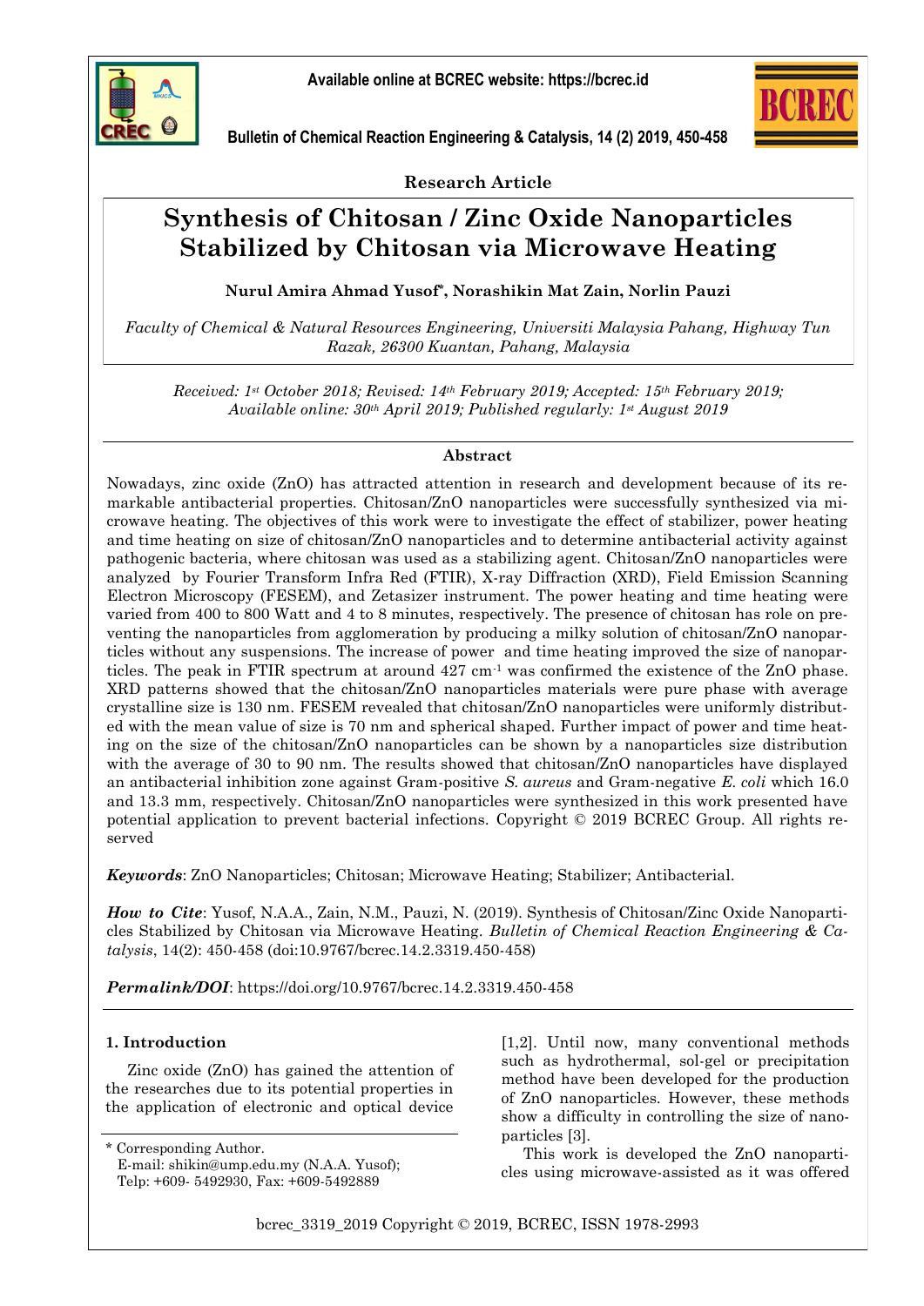Research Article

# Synthesis of Chitosan / Zinc Oxide Nanoparticles Stabilized by Chitosan via Microwave Heating

**Nurul Amira Ahmad Yusof*, Norashikin Mat Zain, Norlin Pauzi**

*Faculty of Chemical & Natural Resources Engineering, Universiti Malaysia Pahang, Highway Tun Razak, 26300 Kuantan, Pahang, Malaysia*

*Received: 1st October 2018; Revised: 14th February 2019; Accepted: 15th February 2019; Available online: 30th April 2019; Published regularly: 1st August 2019*

## Abstract

Nowadays, zinc oxide (ZnO) has attracted attention in research and development because of its remarkable antibacterial properties. Chitosan/ZnO nanoparticles were successfully synthesized via microwave heating. The objectives of this work were to investigate the effect of stabilizer, power heating and time heating on size of chitosan/ZnO nanoparticles and to determine antibacterial activity against pathogenic bacteria, where chitosan was used as a stabilizing agent. Chitosan/ZnO nanoparticles were analyzed by Fourier Transform Infra Red (FTIR), X-ray Diffraction (XRD), Field Emission Scanning Electron Microscopy (FESEM), and Zetasizer instrument. The power heating and time heating were varied from 400 to 800 Watt and 4 to 8 minutes, respectively. The presence of chitosan has role on preventing the nanoparticles from agglomeration by producing a milky solution of chitosan/ZnO nanoparticles without any suspensions. The increase of power and time heating improved the size of nanoparticles. The peak in FTIR spectrum at around 427 $cm^{-1}$ was confirmed the existence of the ZnO phase. XRD patterns showed that the chitosan/ZnO nanoparticles materials were pure phase with average crystalline size is 130 nm. FESEM revealed that chitosan/ZnO nanoparticles were uniformly distributed with the mean value of size is 70 nm and spherical shaped. Further impact of power and time heating on the size of the chitosan/ZnO nanoparticles can be shown by a nanoparticles size distribution with the average of 30 to 90 nm. The results showed that chitosan/ZnO nanoparticles have displayed an antibacterial inhibition zone against Gram-positive *S. aureus* and Gram-negative *E. coli* which 16.0 and 13.3 mm, respectively. Chitosan/ZnO nanoparticles were synthesized in this work presented have potential application to prevent bacterial infections. Copyright © 2019 BCREC Group. All rights reserved

***Keywords***: ZnO Nanoparticles; Chitosan; Microwave Heating; Stabilizer; Antibacterial.

***How to Cite***: Yusof, N.A.A., Zain, N.M., Pauzi, N. (2019). Synthesis of Chitosan/Zinc Oxide Nanoparticles Stabilized by Chitosan via Microwave Heating. *Bulletin of Chemical Reaction Engineering & Catalysis*, 14(2): 450-458 (doi:10.9767/bcrec.14.2.3319.450-458)

***Permalink/DOI***: https://doi.org/10.9767/bcrec.14.2.3319.450-458

## 1. Introduction

Zinc oxide (ZnO) has gained the attention of the researches due to its potential properties in the application of electronic and optical device [1,2]. Until now, many conventional methods such as hydrothermal, sol-gel or precipitation method have been developed for the production of ZnO nanoparticles. However, these methods show a difficulty in controlling the size of nanoparticles [3].

This work is developed the ZnO nanoparticles using microwave-assisted as it was offered

\* Corresponding Author.
E-mail: shikin@ump.edu.my (N.A.A. Yusof);
Telp: +609- 5492930, Fax: +609-5492889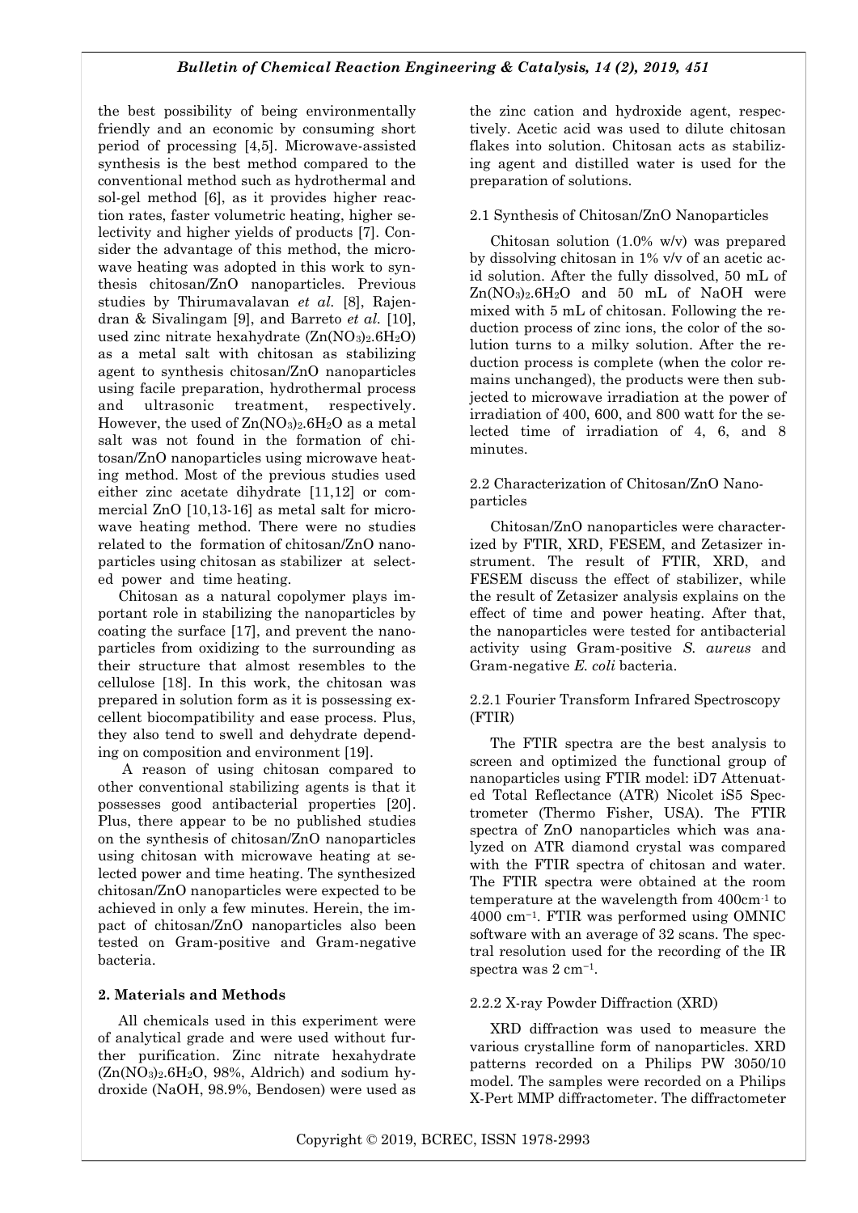the best possibility of being environmentally friendly and an economic by consuming short period of processing [4,5]. Microwave-assisted synthesis is the best method compared to the conventional method such as hydrothermal and sol-gel method [6], as it provides higher reaction rates, faster volumetric heating, higher selectivity and higher yields of products [7]. Consider the advantage of this method, the microwave heating was adopted in this work to synthesis chitosan/ZnO nanoparticles. Previous studies by Thirumavalavan *et al.* [8], Rajendran & Sivalingam [9], and Barreto *et al.* [10], used zinc nitrate hexahydrate ($Zn(NO_3)_2.6H_2O$) as a metal salt with chitosan as stabilizing agent to synthesis chitosan/ZnO nanoparticles using facile preparation, hydrothermal process and ultrasonic treatment, respectively. However, the used of $Zn(NO_3)_2.6H_2O$ as a metal salt was not found in the formation of chitosan/ZnO nanoparticles using microwave heating method. Most of the previous studies used either zinc acetate dihydrate [11,12] or commercial ZnO [10,13-16] as metal salt for microwave heating method. There were no studies related to the formation of chitosan/ZnO nanoparticles using chitosan as stabilizer at selected power and time heating.

Chitosan as a natural copolymer plays important role in stabilizing the nanoparticles by coating the surface [17], and prevent the nanoparticles from oxidizing to the surrounding as their structure that almost resembles to the cellulose [18]. In this work, the chitosan was prepared in solution form as it is possessing excellent biocompatibility and ease process. Plus, they also tend to swell and dehydrate depending on composition and environment [19].

A reason of using chitosan compared to other conventional stabilizing agents is that it possesses good antibacterial properties [20]. Plus, there appear to be no published studies on the synthesis of chitosan/ZnO nanoparticles using chitosan with microwave heating at selected power and time heating. The synthesized chitosan/ZnO nanoparticles were expected to be achieved in only a few minutes. Herein, the impact of chitosan/ZnO nanoparticles also been tested on Gram-positive and Gram-negative bacteria.

## 2. Materials and Methods

All chemicals used in this experiment were of analytical grade and were used without further purification. Zinc nitrate hexahydrate ($Zn(NO_3)_2.6H_2O$, 98%, Aldrich) and sodium hydroxide (NaOH, 98.9%, Bendosen) were used as the zinc cation and hydroxide agent, respectively. Acetic acid was used to dilute chitosan flakes into solution. Chitosan acts as stabilizing agent and distilled water is used for the preparation of solutions.

### 2.1 Synthesis of Chitosan/ZnO Nanoparticles

Chitosan solution (1.0% w/v) was prepared by dissolving chitosan in 1% v/v of an acetic acid solution. After the fully dissolved, 50 mL of $Zn(NO_3)_2.6H_2O$ and 50 mL of NaOH were mixed with 5 mL of chitosan. Following the reduction process of zinc ions, the color of the solution turns to a milky solution. After the reduction process is complete (when the color remains unchanged), the products were then subjected to microwave irradiation at the power of irradiation of 400, 600, and 800 watt for the selected time of irradiation of 4, 6, and 8 minutes.

### 2.2 Characterization of Chitosan/ZnO Nanoparticles

Chitosan/ZnO nanoparticles were characterized by FTIR, XRD, FESEM, and Zetasizer instrument. The result of FTIR, XRD, and FESEM discuss the effect of stabilizer, while the result of Zetasizer analysis explains on the effect of time and power heating. After that, the nanoparticles were tested for antibacterial activity using Gram-positive *S. aureus* and Gram-negative *E. coli* bacteria.

#### 2.2.1 Fourier Transform Infrared Spectroscopy (FTIR)

The FTIR spectra are the best analysis to screen and optimized the functional group of nanoparticles using FTIR model: iD7 Attenuated Total Reflectance (ATR) Nicolet iS5 Spectrometer (Thermo Fisher, USA). The FTIR spectra of ZnO nanoparticles which was analyzed on ATR diamond crystal was compared with the FTIR spectra of chitosan and water. The FTIR spectra were obtained at the room temperature at the wavelength from 400cm$^{-1}$ to 4000 cm$^{-1}$. FTIR was performed using OMNIC software with an average of 32 scans. The spectral resolution used for the recording of the IR spectra was 2 cm$^{-1}$.

#### 2.2.2 X-ray Powder Diffraction (XRD)

XRD diffraction was used to measure the various crystalline form of nanoparticles. XRD patterns recorded on a Philips PW 3050/10 model. The samples were recorded on a Philips X-Pert MMP diffractometer. The diffractometer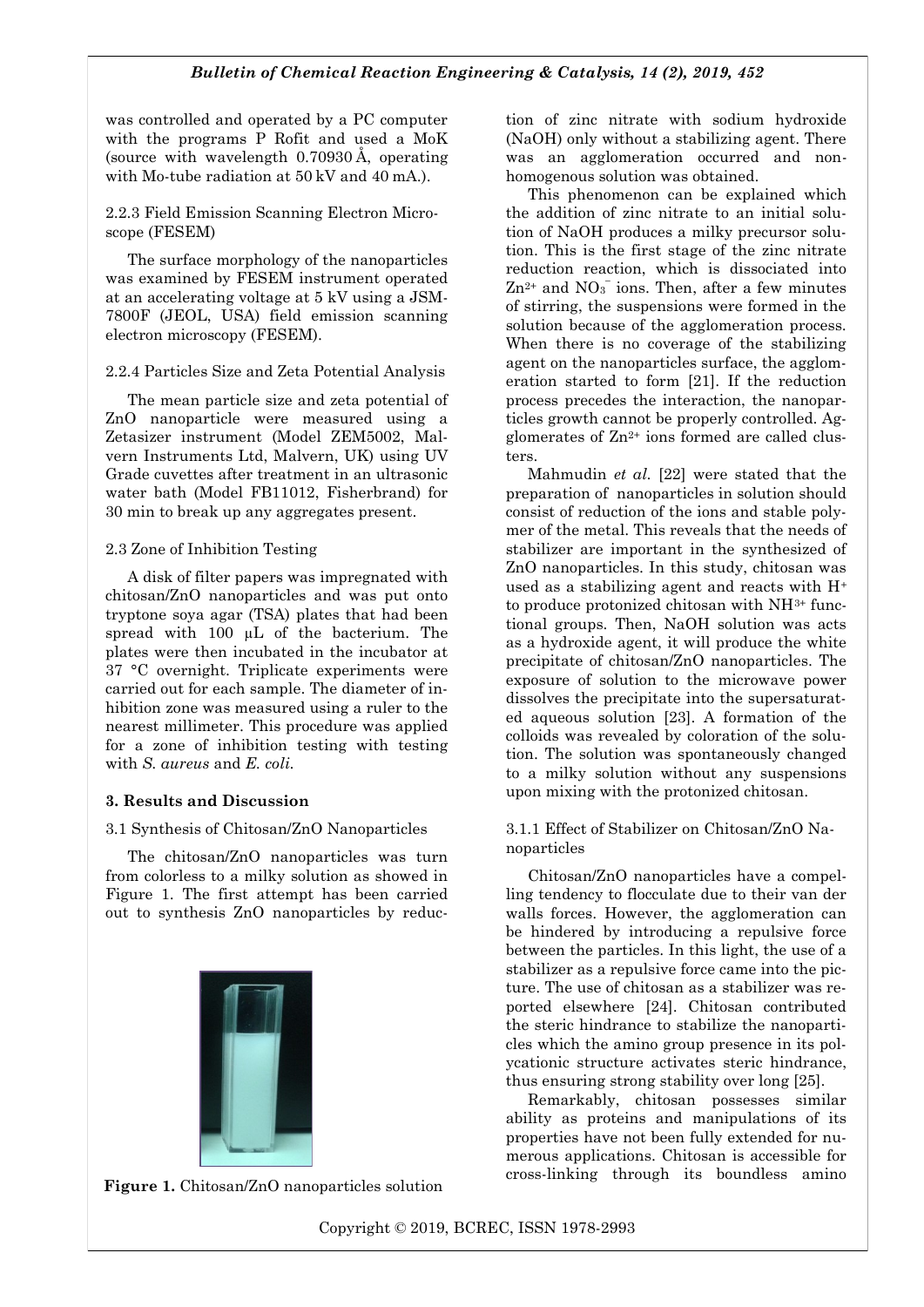was controlled and operated by a PC computer with the programs P Rofit and used a MoK (source with wavelength 0.70930 Å, operating with Mo-tube radiation at 50 kV and 40 mA.).

2.2.3 Field Emission Scanning Electron Microscope (FESEM)

The surface morphology of the nanoparticles was examined by FESEM instrument operated at an accelerating voltage at 5 kV using a JSM-7800F (JEOL, USA) field emission scanning electron microscopy (FESEM).

2.2.4 Particles Size and Zeta Potential Analysis

The mean particle size and zeta potential of ZnO nanoparticle were measured using a Zetasizer instrument (Model ZEM5002, Malvern Instruments Ltd, Malvern, UK) using UV Grade cuvettes after treatment in an ultrasonic water bath (Model FB11012, Fisherbrand) for 30 min to break up any aggregates present.

2.3 Zone of Inhibition Testing

A disk of filter papers was impregnated with chitosan/ZnO nanoparticles and was put onto tryptone soya agar (TSA) plates that had been spread with 100 µL of the bacterium. The plates were then incubated in the incubator at 37 °C overnight. Triplicate experiments were carried out for each sample. The diameter of inhibition zone was measured using a ruler to the nearest millimeter. This procedure was applied for a zone of inhibition testing with testing with *S. aureus* and *E. coli.*

**3. Results and Discussion**

3.1 Synthesis of Chitosan/ZnO Nanoparticles

The chitosan/ZnO nanoparticles was turn from colorless to a milky solution as showed in Figure 1. The first attempt has been carried out to synthesis ZnO nanoparticles by reduction of zinc nitrate with sodium hydroxide (NaOH) only without a stabilizing agent. There was an agglomeration occurred and non-homogenous solution was obtained.

**Figure 1.** Chitosan/ZnO nanoparticles solution

This phenomenon can be explained which the addition of zinc nitrate to an initial solution of NaOH produces a milky precursor solution. This is the first stage of the zinc nitrate reduction reaction, which is dissociated into $Zn^{2+}$ and $NO_3^-$ ions. Then, after a few minutes of stirring, the suspensions were formed in the solution because of the agglomeration process. When there is no coverage of the stabilizing agent on the nanoparticles surface, the agglomeration started to form [21]. If the reduction process precedes the interaction, the nanoparticles growth cannot be properly controlled. Agglomerates of $Zn^{2+}$ ions formed are called clusters.

Mahmudin *et al.* [22] were stated that the preparation of nanoparticles in solution should consist of reduction of the ions and stable polymer of the metal. This reveals that the needs of stabilizer are important in the synthesized of ZnO nanoparticles. In this study, chitosan was used as a stabilizing agent and reacts with $H^+$ to produce protonized chitosan with $NH^{3+}$ functional groups. Then, NaOH solution was acts as a hydroxide agent, it will produce the white precipitate of chitosan/ZnO nanoparticles. The exposure of solution to the microwave power dissolves the precipitate into the supersaturated aqueous solution [23]. A formation of the colloids was revealed by coloration of the solution. The solution was spontaneously changed to a milky solution without any suspensions upon mixing with the protonized chitosan.

3.1.1 Effect of Stabilizer on Chitosan/ZnO Nanoparticles

Chitosan/ZnO nanoparticles have a compelling tendency to flocculate due to their van der walls forces. However, the agglomeration can be hindered by introducing a repulsive force between the particles. In this light, the use of a stabilizer as a repulsive force came into the picture. The use of chitosan as a stabilizer was reported elsewhere [24]. Chitosan contributed the steric hindrance to stabilize the nanoparticles which the amino group presence in its polycationic structure activates steric hindrance, thus ensuring strong stability over long [25].

Remarkably, chitosan possesses similar ability as proteins and manipulations of its properties have not been fully extended for numerous applications. Chitosan is accessible for cross-linking through its boundless amino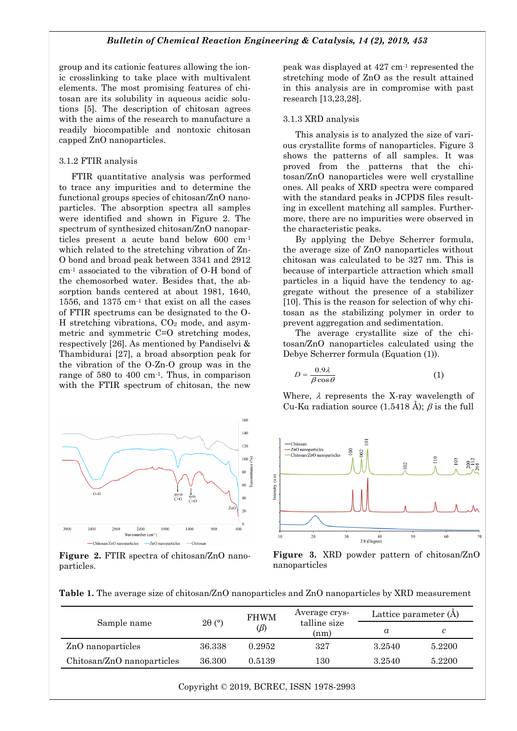group and its cationic features allowing the ionic crosslinking to take place with multivalent elements. The most promising features of chitosan are its solubility in aqueous acidic solutions [5]. The description of chitosan agrees with the aims of the research to manufacture a readily biocompatible and nontoxic chitosan capped ZnO nanoparticles.

### 3.1.2 FTIR analysis

FTIR quantitative analysis was performed to trace any impurities and to determine the functional groups species of chitosan/ZnO nanoparticles. The absorption spectra all samples were identified and shown in Figure 2. The spectrum of synthesized chitosan/ZnO nanoparticles present a acute band below 600 cm$^{-1}$ which related to the stretching vibration of Zn-O bond and broad peak between 3341 and 2912 cm$^{-1}$ associated to the vibration of O-H bond of the chemosorbed water. Besides that, the absorption bands centered at about 1981, 1640, 1556, and 1375 cm$^{-1}$ that exist on all the cases of FTIR spectrums can be designated to the O-H stretching vibrations, $CO_2$ mode, and asymmetric and symmetric C=O stretching modes, respectively [26]. As mentioned by Pandiselvi & Thambidurai [27], a broad absorption peak for the vibration of the O-Zn-O group was in the range of 580 to 400 cm$^{-1}$. Thus, in comparison with the FTIR spectrum of chitosan, the new peak was displayed at 427 cm$^{-1}$ represented the stretching mode of ZnO as the result attained in this analysis are in compromise with past research [13,23,28].

**Figure 2.** FTIR spectra of chitosan/ZnO nanoparticles.

### 3.1.3 XRD analysis

This analysis is to analyzed the size of various crystallite forms of nanoparticles. Figure 3 shows the patterns of all samples. It was proved from the patterns that the chitosan/ZnO nanoparticles were well crystalline ones. All peaks of XRD spectra were compared with the standard peaks in JCPDS files resulting in excellent matching all samples. Furthermore, there are no impurities were observed in the characteristic peaks.

By applying the Debye Scherrer formula, the average size of ZnO nanoparticles without chitosan was calculated to be 327 nm. This is because of interparticle attraction which small particles in a liquid have the tendency to aggregate without the presence of a stabilizer [10]. This is the reason for selection of why chitosan as the stabilizing polymer in order to prevent aggregation and sedimentation.

The average crystallite size of the chitosan/ZnO nanoparticles calculated using the Debye Scherrer formula (Equation (1)).

$$D = \frac{0.9\lambda}{\beta \cos\theta} \qquad (1)$$

Where, $\lambda$ represents the X-ray wavelength of Cu-Kα radiation source (1.5418 Å); $\beta$ is the full

**Figure 3.** XRD powder pattern of chitosan/ZnO nanoparticles

**Table 1.** The average size of chitosan/ZnO nanoparticles and ZnO nanoparticles by XRD measurement

| Sample name | 2θ (°) | FHWM ($\beta$) | Average crystalline size (nm) | Lattice parameter (Å) | |
|---|---|---|---|---|---|
| | | | | *a* | *c* |
| ZnO nanoparticles | 36.338 | 0.2952 | 327 | 3.2540 | 5.2200 |
| Chitosan/ZnO nanoparticles | 36.300 | 0.5139 | 130 | 3.2540 | 5.2200 |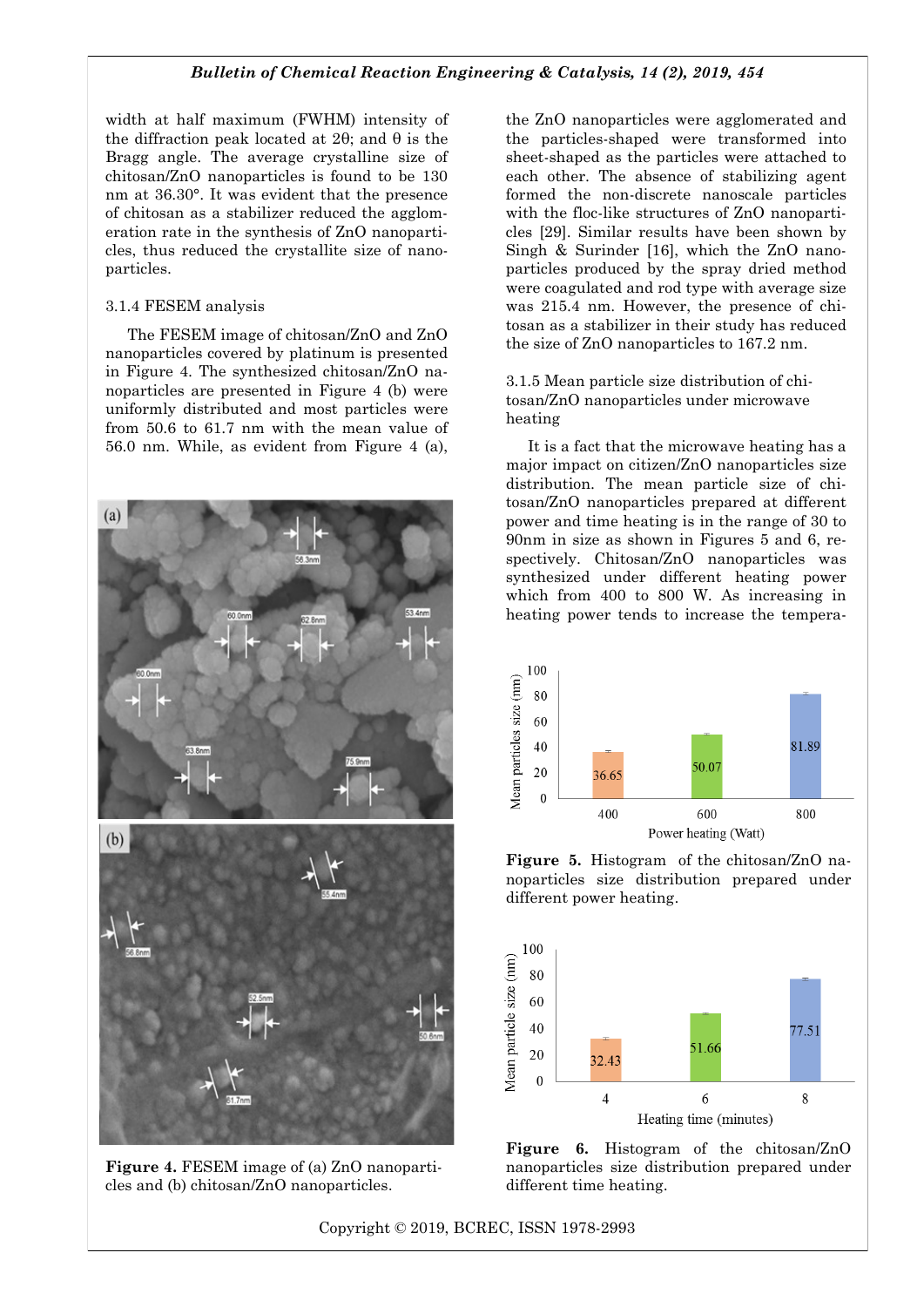width at half maximum (FWHM) intensity of the diffraction peak located at 2θ; and θ is the Bragg angle. The average crystalline size of chitosan/ZnO nanoparticles is found to be 130 nm at 36.30°. It was evident that the presence of chitosan as a stabilizer reduced the agglomeration rate in the synthesis of ZnO nanoparticles, thus reduced the crystallite size of nanoparticles.

### 3.1.4 FESEM analysis

The FESEM image of chitosan/ZnO and ZnO nanoparticles covered by platinum is presented in Figure 4. The synthesized chitosan/ZnO nanoparticles are presented in Figure 4 (b) were uniformly distributed and most particles were from 50.6 to 61.7 nm with the mean value of 56.0 nm. While, as evident from Figure 4 (a), the ZnO nanoparticles were agglomerated and the particles-shaped were transformed into sheet-shaped as the particles were attached to each other. The absence of stabilizing agent formed the non-discrete nanoscale particles with the floc-like structures of ZnO nanoparticles [29]. Similar results have been shown by Singh & Surinder [16], which the ZnO nanoparticles produced by the spray dried method were coagulated and rod type with average size was 215.4 nm. However, the presence of chitosan as a stabilizer in their study has reduced the size of ZnO nanoparticles to 167.2 nm.

Figure 4. FESEM image of (a) ZnO nanoparticles and (b) chitosan/ZnO nanoparticles.

### 3.1.5 Mean particle size distribution of chitosan/ZnO nanoparticles under microwave heating

It is a fact that the microwave heating has a major impact on citizen/ZnO nanoparticles size distribution. The mean particle size of chitosan/ZnO nanoparticles prepared at different power and time heating is in the range of 30 to 90nm in size as shown in Figures 5 and 6, respectively. Chitosan/ZnO nanoparticles was synthesized under different heating power which from 400 to 800 W. As increasing in heating power tends to increase the tempera-

Figure 5. Histogram of the chitosan/ZnO nanoparticles size distribution prepared under different power heating.

Figure 6. Histogram of the chitosan/ZnO nanoparticles size distribution prepared under different time heating.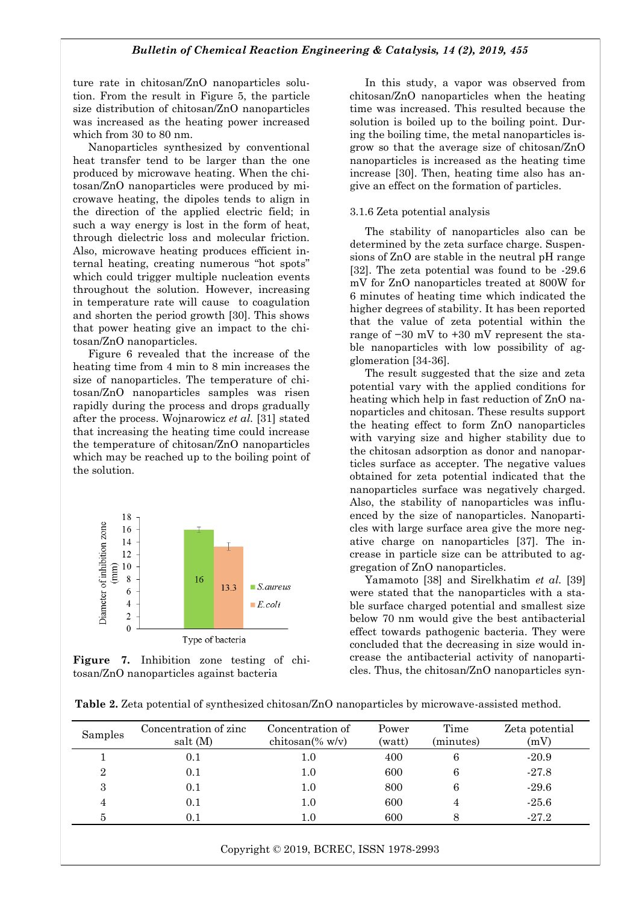ture rate in chitosan/ZnO nanoparticles solution. From the result in Figure 5, the particle size distribution of chitosan/ZnO nanoparticles was increased as the heating power increased which from 30 to 80 nm.

Nanoparticles synthesized by conventional heat transfer tend to be larger than the one produced by microwave heating. When the chitosan/ZnO nanoparticles were produced by microwave heating, the dipoles tends to align in the direction of the applied electric field; in such a way energy is lost in the form of heat, through dielectric loss and molecular friction. Also, microwave heating produces efficient internal heating, creating numerous "hot spots" which could trigger multiple nucleation events throughout the solution. However, increasing in temperature rate will cause to coagulation and shorten the period growth [30]. This shows that power heating give an impact to the chitosan/ZnO nanoparticles.

Figure 6 revealed that the increase of the heating time from 4 min to 8 min increases the size of nanoparticles. The temperature of chitosan/ZnO nanoparticles samples was risen rapidly during the process and drops gradually after the process. Wojnarowicz *et al.* [31] stated that increasing the heating time could increase the temperature of chitosan/ZnO nanoparticles which may be reached up to the boiling point of the solution.

Figure 7. Inhibition zone testing of chitosan/ZnO nanoparticles against bacteria

In this study, a vapor was observed from chitosan/ZnO nanoparticles when the heating time was increased. This resulted because the solution is boiled up to the boiling point. During the boiling time, the metal nanoparticles is grow so that the average size of chitosan/ZnO nanoparticles is increased as the heating time increase [30]. Then, heating time also has an give an effect on the formation of particles.

### 3.1.6 Zeta potential analysis

The stability of nanoparticles also can be determined by the zeta surface charge. Suspensions of ZnO are stable in the neutral pH range [32]. The zeta potential was found to be -29.6 mV for ZnO nanoparticles treated at 800W for 6 minutes of heating time which indicated the higher degrees of stability. It has been reported that the value of zeta potential within the range of −30 mV to +30 mV represent the stable nanoparticles with low possibility of agglomeration [34-36].

The result suggested that the size and zeta potential vary with the applied conditions for heating which help in fast reduction of ZnO nanoparticles and chitosan. These results support the heating effect to form ZnO nanoparticles with varying size and higher stability due to the chitosan adsorption as donor and nanoparticles surface as accepter. The negative values obtained for zeta potential indicated that the nanoparticles surface was negatively charged. Also, the stability of nanoparticles was influenced by the size of nanoparticles. Nanoparticles with large surface area give the more negative charge on nanoparticles [37]. The increase in particle size can be attributed to aggregation of ZnO nanoparticles.

Yamamoto [38] and Sirelkhatim *et al.* [39] were stated that the nanoparticles with a stable surface charged potential and smallest size below 70 nm would give the best antibacterial effect towards pathogenic bacteria. They were concluded that the decreasing in size would increase the antibacterial activity of nanoparticles. Thus, the chitosan/ZnO nanoparticles syn-

**Table 2.** Zeta potential of synthesized chitosan/ZnO nanoparticles by microwave-assisted method.

| Samples | Concentration of zinc salt (M) | Concentration of chitosan(% w/v) | Power (watt) | Time (minutes) | Zeta potential (mV) |
|---|---|---|---|---|---|
| 1 | 0.1 | 1.0 | 400 | 6 | -20.9 |
| 2 | 0.1 | 1.0 | 600 | 6 | -27.8 |
| 3 | 0.1 | 1.0 | 800 | 6 | -29.6 |
| 4 | 0.1 | 1.0 | 600 | 4 | -25.6 |
| 5 | 0.1 | 1.0 | 600 | 8 | -27.2 |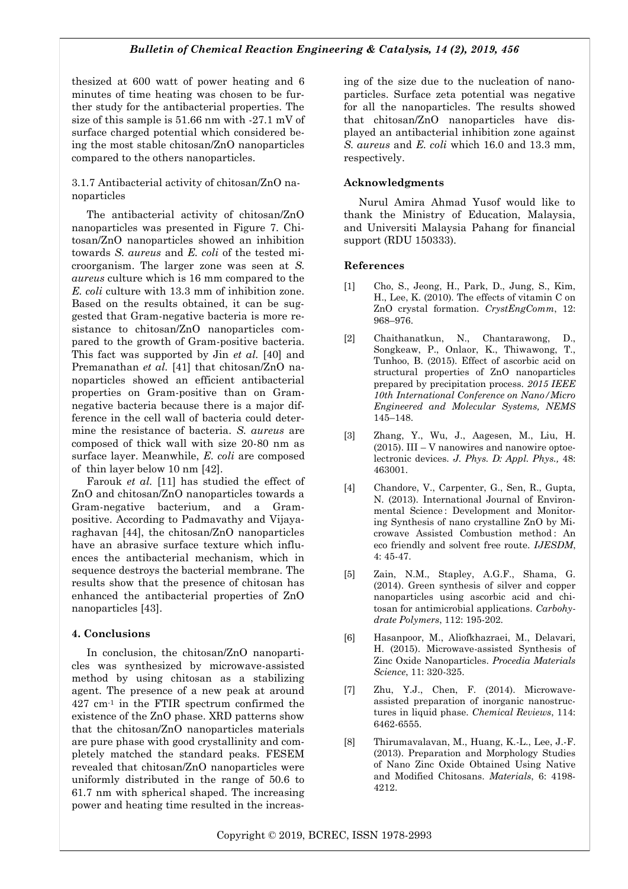thesized at 600 watt of power heating and 6 minutes of time heating was chosen to be further study for the antibacterial properties. The size of this sample is 51.66 nm with -27.1 mV of surface charged potential which considered being the most stable chitosan/ZnO nanoparticles compared to the others nanoparticles.

3.1.7 Antibacterial activity of chitosan/ZnO nanoparticles

The antibacterial activity of chitosan/ZnO nanoparticles was presented in Figure 7. Chitosan/ZnO nanoparticles showed an inhibition towards *S. aureus* and *E. coli* of the tested microorganism. The larger zone was seen at *S. aureus* culture which is 16 mm compared to the *E. coli* culture with 13.3 mm of inhibition zone. Based on the results obtained, it can be suggested that Gram-negative bacteria is more resistance to chitosan/ZnO nanoparticles compared to the growth of Gram-positive bacteria. This fact was supported by Jin *et al.* [40] and Premanathan *et al.* [41] that chitosan/ZnO nanoparticles showed an efficient antibacterial properties on Gram-positive than on Gram-negative bacteria because there is a major difference in the cell wall of bacteria could determine the resistance of bacteria. *S. aureus* are composed of thick wall with size 20-80 nm as surface layer. Meanwhile, *E. coli* are composed of thin layer below 10 nm [42].

Farouk *et al.* [11] has studied the effect of ZnO and chitosan/ZnO nanoparticles towards a Gram-negative bacterium, and a Gram-positive. According to Padmavathy and Vijayaraghavan [44], the chitosan/ZnO nanoparticles have an abrasive surface texture which influences the antibacterial mechanism, which in sequence destroys the bacterial membrane. The results show that the presence of chitosan has enhanced the antibacterial properties of ZnO nanoparticles [43].

## 4. Conclusions

In conclusion, the chitosan/ZnO nanoparticles was synthesized by microwave-assisted method by using chitosan as a stabilizing agent. The presence of a new peak at around 427 $cm^{-1}$ in the FTIR spectrum confirmed the existence of the ZnO phase. XRD patterns show that the chitosan/ZnO nanoparticles materials are pure phase with good crystallinity and completely matched the standard peaks. FESEM revealed that chitosan/ZnO nanoparticles were uniformly distributed in the range of 50.6 to 61.7 nm with spherical shaped. The increasing power and heating time resulted in the increasing of the size due to the nucleation of nanoparticles. Surface zeta potential was negative for all the nanoparticles. The results showed that chitosan/ZnO nanoparticles have displayed an antibacterial inhibition zone against *S. aureus* and *E. coli* which 16.0 and 13.3 mm, respectively.

## Acknowledgments

Nurul Amira Ahmad Yusof would like to thank the Ministry of Education, Malaysia, and Universiti Malaysia Pahang for financial support (RDU 150333).

## References

[1] Cho, S., Jeong, H., Park, D., Jung, S., Kim, H., Lee, K. (2010). The effects of vitamin C on ZnO crystal formation. *CrystEngComm*, 12: 968–976.

[2] Chaithanatkun, N., Chantarawong, D., Songkeaw, P., Onlaor, K., Thiwawong, T., Tunhoo, B. (2015). Effect of ascorbic acid on structural properties of ZnO nanoparticles prepared by precipitation process. *2015 IEEE 10th International Conference on Nano/Micro Engineered and Molecular Systems, NEMS* 145–148.

[3] Zhang, Y., Wu, J., Aagesen, M., Liu, H. (2015). III – V nanowires and nanowire optoelectronic devices. *J. Phys. D: Appl. Phys.,* 48: 463001.

[4] Chandore, V., Carpenter, G., Sen, R., Gupta, N. (2013). International Journal of Environmental Science : Development and Monitoring Synthesis of nano crystalline ZnO by Microwave Assisted Combustion method : An eco friendly and solvent free route. *IJESDM*, 4: 45-47.

[5] Zain, N.M., Stapley, A.G.F., Shama, G. (2014). Green synthesis of silver and copper nanoparticles using ascorbic acid and chitosan for antimicrobial applications. *Carbohydrate Polymers*, 112: 195-202.

[6] Hasanpoor, M., Aliofkhazraei, M., Delavari, H. (2015). Microwave-assisted Synthesis of Zinc Oxide Nanoparticles. *Procedia Materials Science*, 11: 320-325.

[7] Zhu, Y.J., Chen, F. (2014). Microwave-assisted preparation of inorganic nanostructures in liquid phase. *Chemical Reviews*, 114: 6462-6555.

[8] Thirumavalavan, M., Huang, K.-L., Lee, J.-F. (2013). Preparation and Morphology Studies of Nano Zinc Oxide Obtained Using Native and Modified Chitosans. *Materials*, 6: 4198-4212.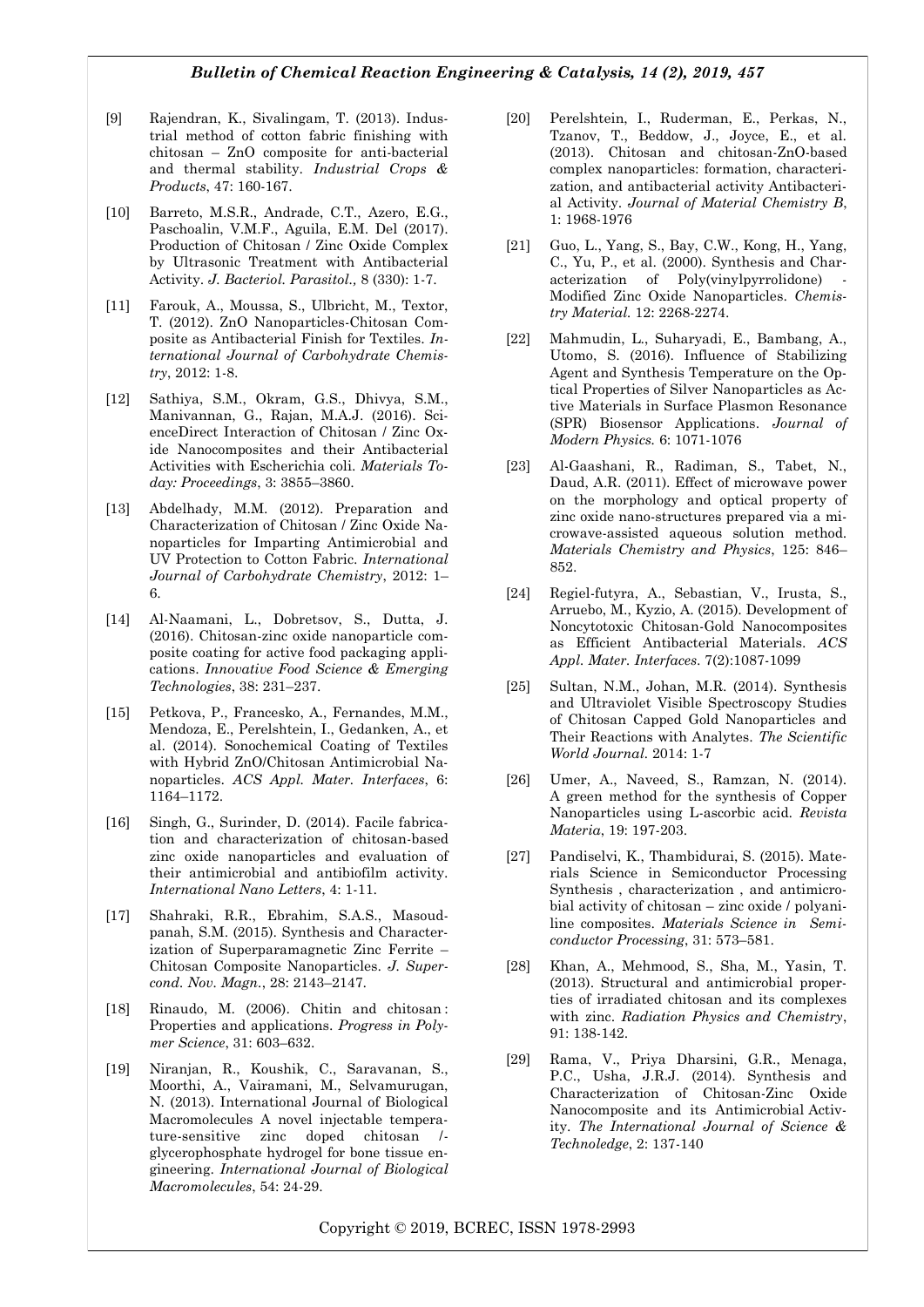[9] Rajendran, K., Sivalingam, T. (2013). Industrial method of cotton fabric finishing with chitosan – ZnO composite for anti-bacterial and thermal stability. *Industrial Crops & Products*, 47: 160-167.

[10] Barreto, M.S.R., Andrade, C.T., Azero, E.G., Paschoalin, V.M.F., Aguila, E.M. Del (2017). Production of Chitosan / Zinc Oxide Complex by Ultrasonic Treatment with Antibacterial Activity. *J. Bacteriol. Parasitol.*, 8 (330): 1-7.

[11] Farouk, A., Moussa, S., Ulbricht, M., Textor, T. (2012). ZnO Nanoparticles-Chitosan Composite as Antibacterial Finish for Textiles. *International Journal of Carbohydrate Chemistry*, 2012: 1-8.

[12] Sathiya, S.M., Okram, G.S., Dhivya, S.M., Manivannan, G., Rajan, M.A.J. (2016). ScienceDirect Interaction of Chitosan / Zinc Oxide Nanocomposites and their Antibacterial Activities with Escherichia coli. *Materials Today: Proceedings*, 3: 3855–3860.

[13] Abdelhady, M.M. (2012). Preparation and Characterization of Chitosan / Zinc Oxide Nanoparticles for Imparting Antimicrobial and UV Protection to Cotton Fabric. *International Journal of Carbohydrate Chemistry*, 2012: 1–6.

[14] Al-Naamani, L., Dobretsov, S., Dutta, J. (2016). Chitosan-zinc oxide nanoparticle composite coating for active food packaging applications. *Innovative Food Science & Emerging Technologies*, 38: 231–237.

[15] Petkova, P., Francesko, A., Fernandes, M.M., Mendoza, E., Perelshtein, I., Gedanken, A., et al. (2014). Sonochemical Coating of Textiles with Hybrid ZnO/Chitosan Antimicrobial Nanoparticles. *ACS Appl. Mater. Interfaces*, 6: 1164–1172.

[16] Singh, G., Surinder, D. (2014). Facile fabrication and characterization of chitosan-based zinc oxide nanoparticles and evaluation of their antimicrobial and antibiofilm activity. *International Nano Letters*, 4: 1-11.

[17] Shahraki, R.R., Ebrahim, S.A.S., Masoudpanah, S.M. (2015). Synthesis and Characterization of Superparamagnetic Zinc Ferrite – Chitosan Composite Nanoparticles. *J. Supercond. Nov. Magn.*, 28: 2143–2147.

[18] Rinaudo, M. (2006). Chitin and chitosan : Properties and applications. *Progress in Polymer Science*, 31: 603–632.

[19] Niranjan, R., Koushik, C., Saravanan, S., Moorthi, A., Vairamani, M., Selvamurugan, N. (2013). International Journal of Biological Macromolecules A novel injectable temperature-sensitive zinc doped chitosan /-glycerophosphate hydrogel for bone tissue engineering. *International Journal of Biological Macromolecules*, 54: 24-29.

[20] Perelshtein, I., Ruderman, E., Perkas, N., Tzanov, T., Beddow, J., Joyce, E., et al. (2013). Chitosan and chitosan-ZnO-based complex nanoparticles: formation, characterization, and antibacterial activity Antibacterial Activity. *Journal of Material Chemistry B*, 1: 1968-1976

[21] Guo, L., Yang, S., Bay, C.W., Kong, H., Yang, C., Yu, P., et al. (2000). Synthesis and Characterization of Poly(vinylpyrrolidone) - Modified Zinc Oxide Nanoparticles. *Chemistry Material.* 12: 2268-2274.

[22] Mahmudin, L., Suharyadi, E., Bambang, A., Utomo, S. (2016). Influence of Stabilizing Agent and Synthesis Temperature on the Optical Properties of Silver Nanoparticles as Active Materials in Surface Plasmon Resonance (SPR) Biosensor Applications. *Journal of Modern Physics.* 6: 1071-1076

[23] Al-Gaashani, R., Radiman, S., Tabet, N., Daud, A.R. (2011). Effect of microwave power on the morphology and optical property of zinc oxide nano-structures prepared via a microwave-assisted aqueous solution method. *Materials Chemistry and Physics*, 125: 846–852.

[24] Regiel-futyra, A., Sebastian, V., Irusta, S., Arruebo, M., Kyzio, A. (2015). Development of Noncytotoxic Chitosan-Gold Nanocomposites as Efficient Antibacterial Materials. *ACS Appl. Mater. Interfaces.* 7(2):1087-1099

[25] Sultan, N.M., Johan, M.R. (2014). Synthesis and Ultraviolet Visible Spectroscopy Studies of Chitosan Capped Gold Nanoparticles and Their Reactions with Analytes. *The Scientific World Journal.* 2014: 1-7

[26] Umer, A., Naveed, S., Ramzan, N. (2014). A green method for the synthesis of Copper Nanoparticles using L-ascorbic acid. *Revista Materia*, 19: 197-203.

[27] Pandiselvi, K., Thambidurai, S. (2015). Materials Science in Semiconductor Processing Synthesis , characterization , and antimicrobial activity of chitosan – zinc oxide / polyaniline composites. *Materials Science in Semiconductor Processing*, 31: 573–581.

[28] Khan, A., Mehmood, S., Sha, M., Yasin, T. (2013). Structural and antimicrobial properties of irradiated chitosan and its complexes with zinc. *Radiation Physics and Chemistry*, 91: 138-142.

[29] Rama, V., Priya Dharsini, G.R., Menaga, P.C., Usha, J.R.J. (2014). Synthesis and Characterization of Chitosan-Zinc Oxide Nanocomposite and its Antimicrobial Activity. *The International Journal of Science & Technoledge*, 2: 137-140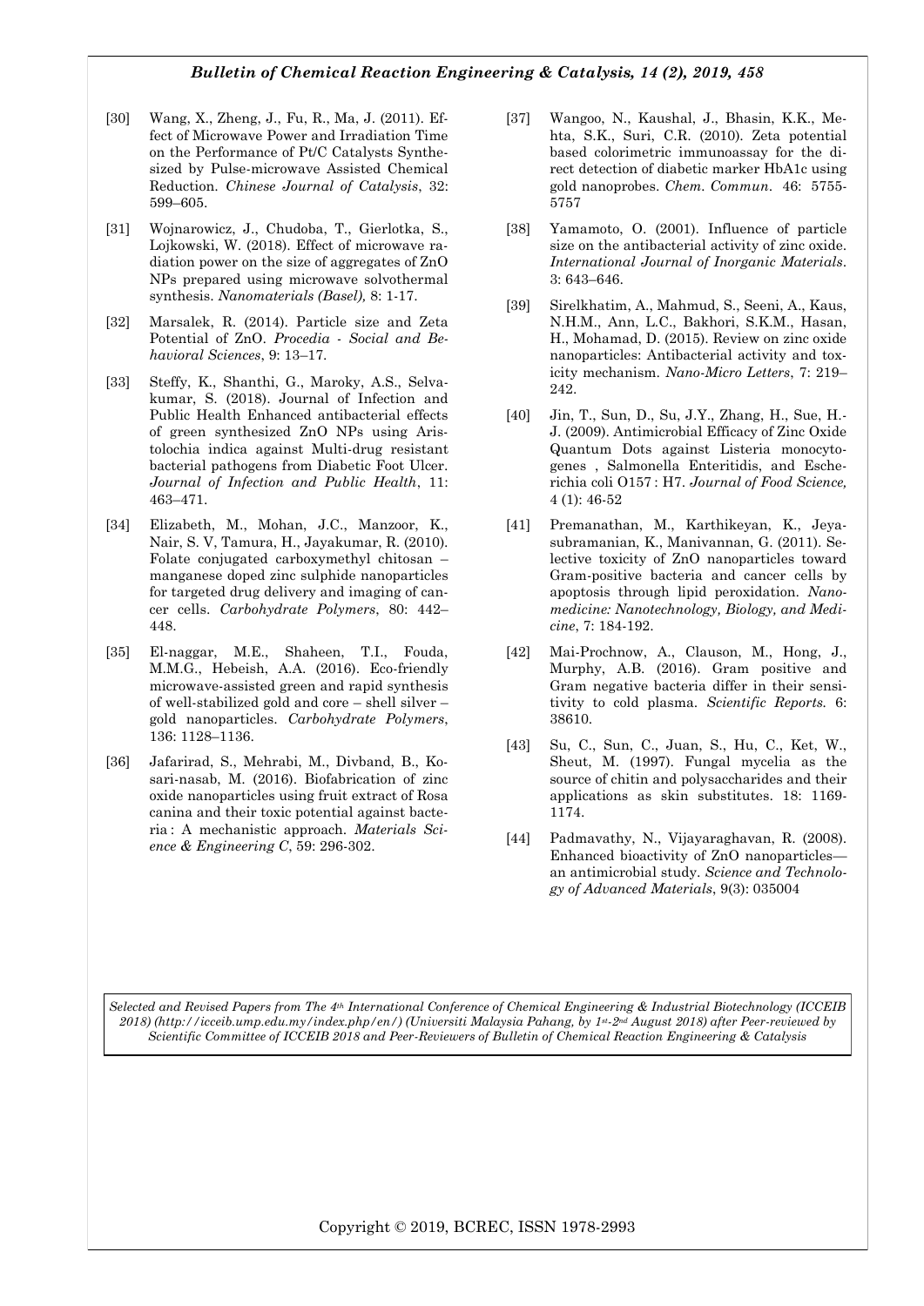[30] Wang, X., Zheng, J., Fu, R., Ma, J. (2011). Effect of Microwave Power and Irradiation Time on the Performance of Pt/C Catalysts Synthesized by Pulse-microwave Assisted Chemical Reduction. *Chinese Journal of Catalysis*, 32: 599–605.

[31] Wojnarowicz, J., Chudoba, T., Gierlotka, S., Lojkowski, W. (2018). Effect of microwave radiation power on the size of aggregates of ZnO NPs prepared using microwave solvothermal synthesis. *Nanomaterials (Basel),* 8: 1-17.

[32] Marsalek, R. (2014). Particle size and Zeta Potential of ZnO. *Procedia - Social and Behavioral Sciences*, 9: 13–17.

[33] Steffy, K., Shanthi, G., Maroky, A.S., Selvakumar, S. (2018). Journal of Infection and Public Health Enhanced antibacterial effects of green synthesized ZnO NPs using Aristolochia indica against Multi-drug resistant bacterial pathogens from Diabetic Foot Ulcer. *Journal of Infection and Public Health*, 11: 463–471.

[34] Elizabeth, M., Mohan, J.C., Manzoor, K., Nair, S. V, Tamura, H., Jayakumar, R. (2010). Folate conjugated carboxymethyl chitosan – manganese doped zinc sulphide nanoparticles for targeted drug delivery and imaging of cancer cells. *Carbohydrate Polymers*, 80: 442–448.

[35] El-naggar, M.E., Shaheen, T.I., Fouda, M.M.G., Hebeish, A.A. (2016). Eco-friendly microwave-assisted green and rapid synthesis of well-stabilized gold and core – shell silver – gold nanoparticles. *Carbohydrate Polymers*, 136: 1128–1136.

[36] Jafarirad, S., Mehrabi, M., Divband, B., Kosari-nasab, M. (2016). Biofabrication of zinc oxide nanoparticles using fruit extract of Rosa canina and their toxic potential against bacteria : A mechanistic approach. *Materials Science & Engineering C*, 59: 296-302.

[37] Wangoo, N., Kaushal, J., Bhasin, K.K., Mehta, S.K., Suri, C.R. (2010). Zeta potential based colorimetric immunoassay for the direct detection of diabetic marker HbA1c using gold nanoprobes. *Chem. Commun*. 46: 5755-5757

[38] Yamamoto, O. (2001). Influence of particle size on the antibacterial activity of zinc oxide. *International Journal of Inorganic Materials*. 3: 643–646.

[39] Sirelkhatim, A., Mahmud, S., Seeni, A., Kaus, N.H.M., Ann, L.C., Bakhori, S.K.M., Hasan, H., Mohamad, D. (2015). Review on zinc oxide nanoparticles: Antibacterial activity and toxicity mechanism. *Nano-Micro Letters*, 7: 219–242.

[40] Jin, T., Sun, D., Su, J.Y., Zhang, H., Sue, H.-J. (2009). Antimicrobial Efficacy of Zinc Oxide Quantum Dots against Listeria monocytogenes , Salmonella Enteritidis, and Escherichia coli O157 : H7. *Journal of Food Science,* 4 (1): 46-52

[41] Premanathan, M., Karthikeyan, K., Jeyasubramanian, K., Manivannan, G. (2011). Selective toxicity of ZnO nanoparticles toward Gram-positive bacteria and cancer cells by apoptosis through lipid peroxidation. *Nanomedicine: Nanotechnology, Biology, and Medicine*, 7: 184-192.

[42] Mai-Prochnow, A., Clauson, M., Hong, J., Murphy, A.B. (2016). Gram positive and Gram negative bacteria differ in their sensitivity to cold plasma. *Scientific Reports.* 6: 38610.

[43] Su, C., Sun, C., Juan, S., Hu, C., Ket, W., Sheut, M. (1997). Fungal mycelia as the source of chitin and polysaccharides and their applications as skin substitutes. 18: 1169-1174.

[44] Padmavathy, N., Vijayaraghavan, R. (2008). Enhanced bioactivity of ZnO nanoparticles—an antimicrobial study. *Science and Technology of Advanced Materials*, 9(3): 035004

*Selected and Revised Papers from The 4th International Conference of Chemical Engineering & Industrial Biotechnology (ICCEIB 2018) (http://icceib.ump.edu.my/index.php/en/) (Universiti Malaysia Pahang, by 1st-2nd August 2018) after Peer-reviewed by Scientific Committee of ICCEIB 2018 and Peer-Reviewers of Bulletin of Chemical Reaction Engineering & Catalysis*